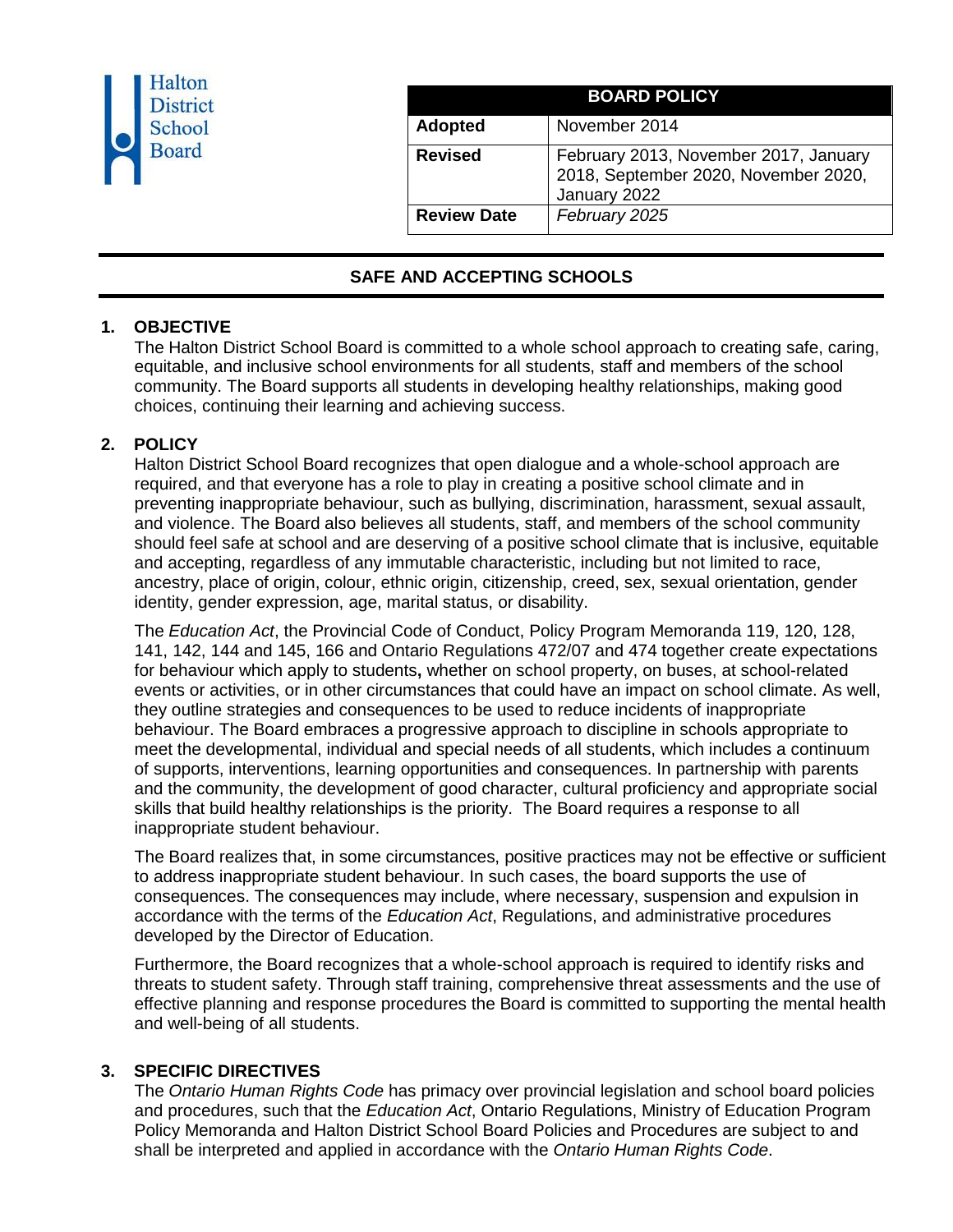Halton District School Board

| BOARD POLICY | |
|---|---|
| **Adopted** | November 2014 |
| **Revised** | February 2013, November 2017, January 2018, September 2020, November 2020, January 2022 |
| **Review Date** | *February 2025* |

# SAFE AND ACCEPTING SCHOOLS

## 1. OBJECTIVE

The Halton District School Board is committed to a whole school approach to creating safe, caring, equitable, and inclusive school environments for all students, staff and members of the school community. The Board supports all students in developing healthy relationships, making good choices, continuing their learning and achieving success.

## 2. POLICY

Halton District School Board recognizes that open dialogue and a whole-school approach are required, and that everyone has a role to play in creating a positive school climate and in preventing inappropriate behaviour, such as bullying, discrimination, harassment, sexual assault, and violence. The Board also believes all students, staff, and members of the school community should feel safe at school and are deserving of a positive school climate that is inclusive, equitable and accepting, regardless of any immutable characteristic, including but not limited to race, ancestry, place of origin, colour, ethnic origin, citizenship, creed, sex, sexual orientation, gender identity, gender expression, age, marital status, or disability.

The *Education Act*, the Provincial Code of Conduct, Policy Program Memoranda 119, 120, 128, 141, 142, 144 and 145, 166 and Ontario Regulations 472/07 and 474 together create expectations for behaviour which apply to students**,** whether on school property, on buses, at school-related events or activities, or in other circumstances that could have an impact on school climate. As well, they outline strategies and consequences to be used to reduce incidents of inappropriate behaviour. The Board embraces a progressive approach to discipline in schools appropriate to meet the developmental, individual and special needs of all students, which includes a continuum of supports, interventions, learning opportunities and consequences. In partnership with parents and the community, the development of good character, cultural proficiency and appropriate social skills that build healthy relationships is the priority. The Board requires a response to all inappropriate student behaviour.

The Board realizes that, in some circumstances, positive practices may not be effective or sufficient to address inappropriate student behaviour. In such cases, the board supports the use of consequences. The consequences may include, where necessary, suspension and expulsion in accordance with the terms of the *Education Act*, Regulations, and administrative procedures developed by the Director of Education.

Furthermore, the Board recognizes that a whole-school approach is required to identify risks and threats to student safety. Through staff training, comprehensive threat assessments and the use of effective planning and response procedures the Board is committed to supporting the mental health and well-being of all students.

## 3. SPECIFIC DIRECTIVES

The *Ontario Human Rights Code* has primacy over provincial legislation and school board policies and procedures, such that the *Education Act*, Ontario Regulations, Ministry of Education Program Policy Memoranda and Halton District School Board Policies and Procedures are subject to and shall be interpreted and applied in accordance with the *Ontario Human Rights Code*.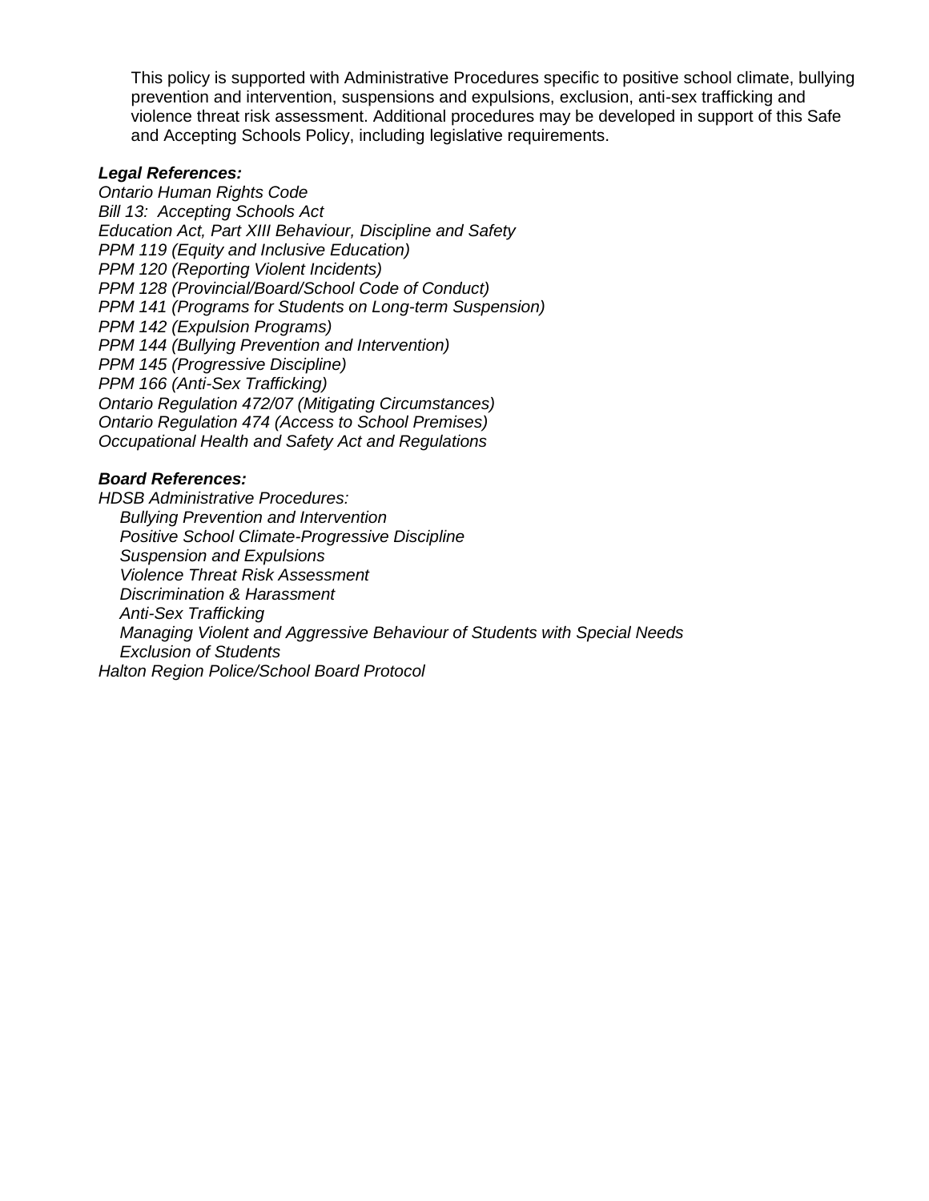This policy is supported with Administrative Procedures specific to positive school climate, bullying prevention and intervention, suspensions and expulsions, exclusion, anti-sex trafficking and violence threat risk assessment. Additional procedures may be developed in support of this Safe and Accepting Schools Policy, including legislative requirements.

***Legal References:***

*Ontario Human Rights Code*
*Bill 13: Accepting Schools Act*
*Education Act, Part XIII Behaviour, Discipline and Safety*
*PPM 119 (Equity and Inclusive Education)*
*PPM 120 (Reporting Violent Incidents)*
*PPM 128 (Provincial/Board/School Code of Conduct)*
*PPM 141 (Programs for Students on Long-term Suspension)*
*PPM 142 (Expulsion Programs)*
*PPM 144 (Bullying Prevention and Intervention)*
*PPM 145 (Progressive Discipline)*
*PPM 166 (Anti-Sex Trafficking)*
*Ontario Regulation 472/07 (Mitigating Circumstances)*
*Ontario Regulation 474 (Access to School Premises)*
*Occupational Health and Safety Act and Regulations*

***Board References:***

*HDSB Administrative Procedures:*
- *Bullying Prevention and Intervention*
- *Positive School Climate-Progressive Discipline*
- *Suspension and Expulsions*
- *Violence Threat Risk Assessment*
- *Discrimination & Harassment*
- *Anti-Sex Trafficking*
- *Managing Violent and Aggressive Behaviour of Students with Special Needs*
- *Exclusion of Students*

*Halton Region Police/School Board Protocol*